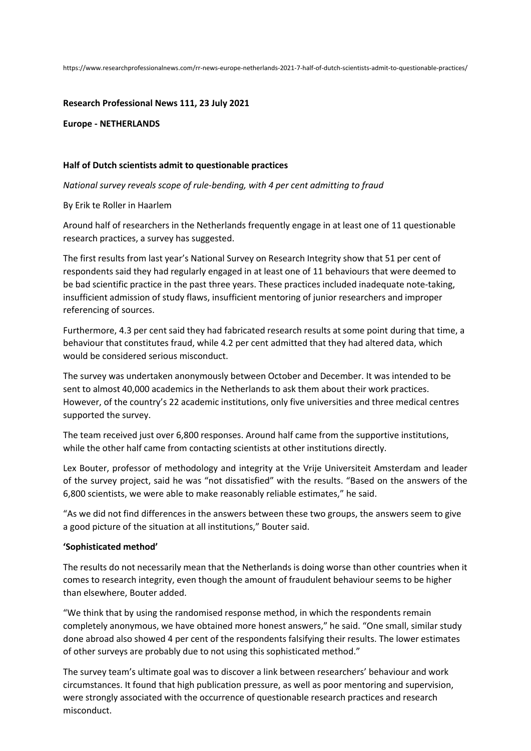https://www.researchprofessionalnews.com/rr-news-europe-netherlands-2021-7-half-of-dutch-scientists-admit-to-questionable-practices/

**Research Professional News 111, 23 July 2021**

**Europe - NETHERLANDS**

**Half of Dutch scientists admit to questionable practices**

*National survey reveals scope of rule-bending, with 4 per cent admitting to fraud*

By Erik te Roller in Haarlem

Around half of researchers in the Netherlands frequently engage in at least one of 11 questionable research practices, a survey has suggested.

The first results from last year's National Survey on Research Integrity show that 51 per cent of respondents said they had regularly engaged in at least one of 11 behaviours that were deemed to be bad scientific practice in the past three years. These practices included inadequate note-taking, insufficient admission of study flaws, insufficient mentoring of junior researchers and improper referencing of sources.

Furthermore, 4.3 per cent said they had fabricated research results at some point during that time, a behaviour that constitutes fraud, while 4.2 per cent admitted that they had altered data, which would be considered serious misconduct.

The survey was undertaken anonymously between October and December. It was intended to be sent to almost 40,000 academics in the Netherlands to ask them about their work practices. However, of the country's 22 academic institutions, only five universities and three medical centres supported the survey.

The team received just over 6,800 responses. Around half came from the supportive institutions, while the other half came from contacting scientists at other institutions directly.

Lex Bouter, professor of methodology and integrity at the Vrije Universiteit Amsterdam and leader of the survey project, said he was "not dissatisfied" with the results. "Based on the answers of the 6,800 scientists, we were able to make reasonably reliable estimates," he said.

"As we did not find differences in the answers between these two groups, the answers seem to give a good picture of the situation at all institutions," Bouter said.

**'Sophisticated method'**

The results do not necessarily mean that the Netherlands is doing worse than other countries when it comes to research integrity, even though the amount of fraudulent behaviour seems to be higher than elsewhere, Bouter added.

"We think that by using the randomised response method, in which the respondents remain completely anonymous, we have obtained more honest answers," he said. "One small, similar study done abroad also showed 4 per cent of the respondents falsifying their results. The lower estimates of other surveys are probably due to not using this sophisticated method."

The survey team's ultimate goal was to discover a link between researchers' behaviour and work circumstances. It found that high publication pressure, as well as poor mentoring and supervision, were strongly associated with the occurrence of questionable research practices and research misconduct.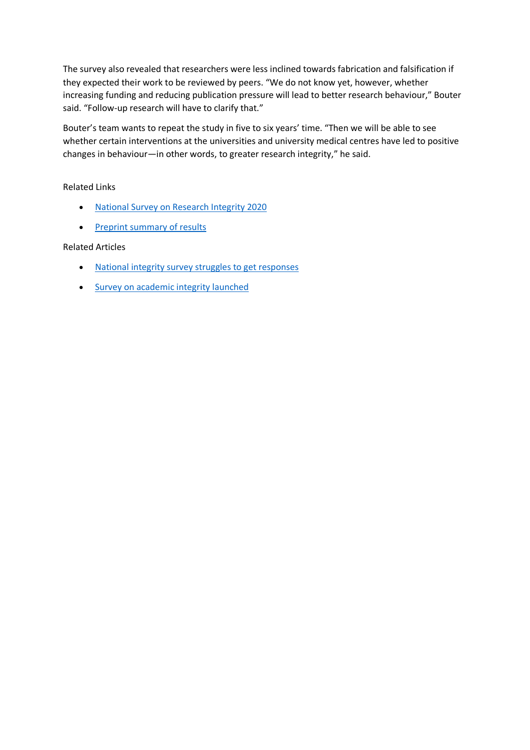The survey also revealed that researchers were less inclined towards fabrication and falsification if they expected their work to be reviewed by peers. "We do not know yet, however, whether increasing funding and reducing publication pressure will lead to better research behaviour," Bouter said. "Follow-up research will have to clarify that."

Bouter's team wants to repeat the study in five to six years' time. "Then we will be able to see whether certain interventions at the universities and university medical centres have led to positive changes in behaviour—in other words, to greater research integrity," he said.

Related Links

- National Survey on Research Integrity 2020
- Preprint summary of results

Related Articles

- National integrity survey struggles to get responses
- Survey on academic integrity launched